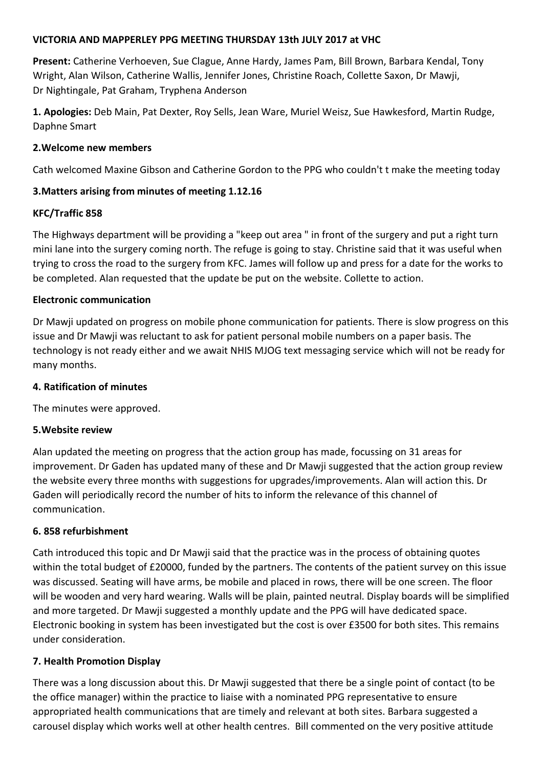**VICTORIA AND MAPPERLEY PPG MEETING THURSDAY 13th JULY 2017 at VHC**

**Present:** Catherine Verhoeven, Sue Clague, Anne Hardy, James Pam, Bill Brown, Barbara Kendal, Tony Wright, Alan Wilson, Catherine Wallis, Jennifer Jones, Christine Roach, Collette Saxon, Dr Mawji, Dr Nightingale, Pat Graham, Tryphena Anderson

**1. Apologies:** Deb Main, Pat Dexter, Roy Sells, Jean Ware, Muriel Weisz, Sue Hawkesford, Martin Rudge, Daphne Smart

**2.Welcome new members**

Cath welcomed Maxine Gibson and Catherine Gordon to the PPG who couldn't t make the meeting today

**3.Matters arising from minutes of meeting 1.12.16**

**KFC/Traffic 858**

The Highways department will be providing a "keep out area " in front of the surgery and put a right turn mini lane into the surgery coming north. The refuge is going to stay. Christine said that it was useful when trying to cross the road to the surgery from KFC. James will follow up and press for a date for the works to be completed. Alan requested that the update be put on the website. Collette to action.

**Electronic communication**

Dr Mawji updated on progress on mobile phone communication for patients. There is slow progress on this issue and Dr Mawji was reluctant to ask for patient personal mobile numbers on a paper basis. The technology is not ready either and we await NHIS MJOG text messaging service which will not be ready for many months.

**4. Ratification of minutes**

The minutes were approved.

**5.Website review**

Alan updated the meeting on progress that the action group has made, focussing on 31 areas for improvement. Dr Gaden has updated many of these and Dr Mawji suggested that the action group review the website every three months with suggestions for upgrades/improvements. Alan will action this. Dr Gaden will periodically record the number of hits to inform the relevance of this channel of communication.

**6. 858 refurbishment**

Cath introduced this topic and Dr Mawji said that the practice was in the process of obtaining quotes within the total budget of £20000, funded by the partners. The contents of the patient survey on this issue was discussed. Seating will have arms, be mobile and placed in rows, there will be one screen. The floor will be wooden and very hard wearing. Walls will be plain, painted neutral. Display boards will be simplified and more targeted. Dr Mawji suggested a monthly update and the PPG will have dedicated space. Electronic booking in system has been investigated but the cost is over £3500 for both sites. This remains under consideration.

**7. Health Promotion Display**

There was a long discussion about this. Dr Mawji suggested that there be a single point of contact (to be the office manager) within the practice to liaise with a nominated PPG representative to ensure appropriated health communications that are timely and relevant at both sites. Barbara suggested a carousel display which works well at other health centres. Bill commented on the very positive attitude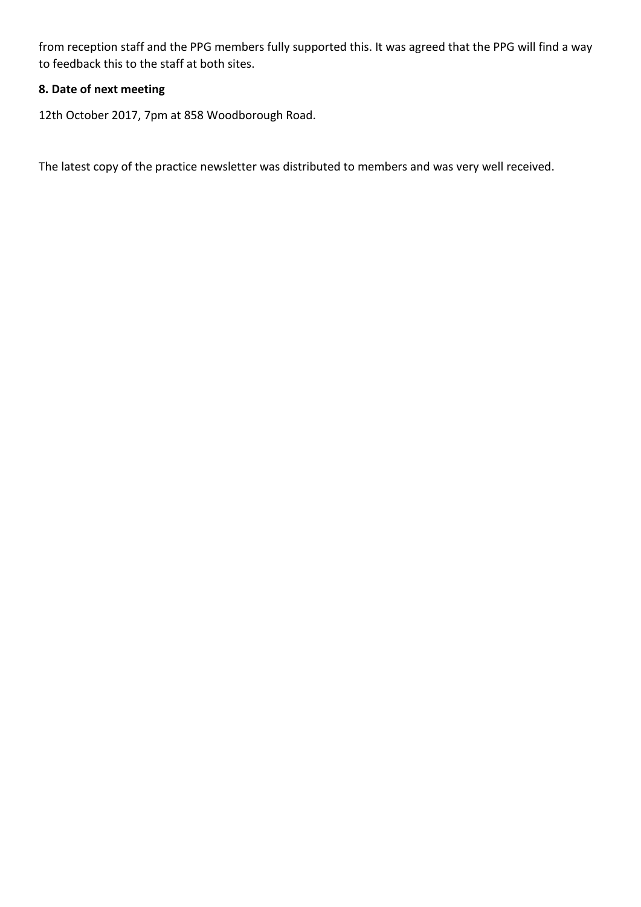from reception staff and the PPG members fully supported this. It was agreed that the PPG will find a way to feedback this to the staff at both sites.

**8. Date of next meeting**

12th October 2017, 7pm at 858 Woodborough Road.

The latest copy of the practice newsletter was distributed to members and was very well received.